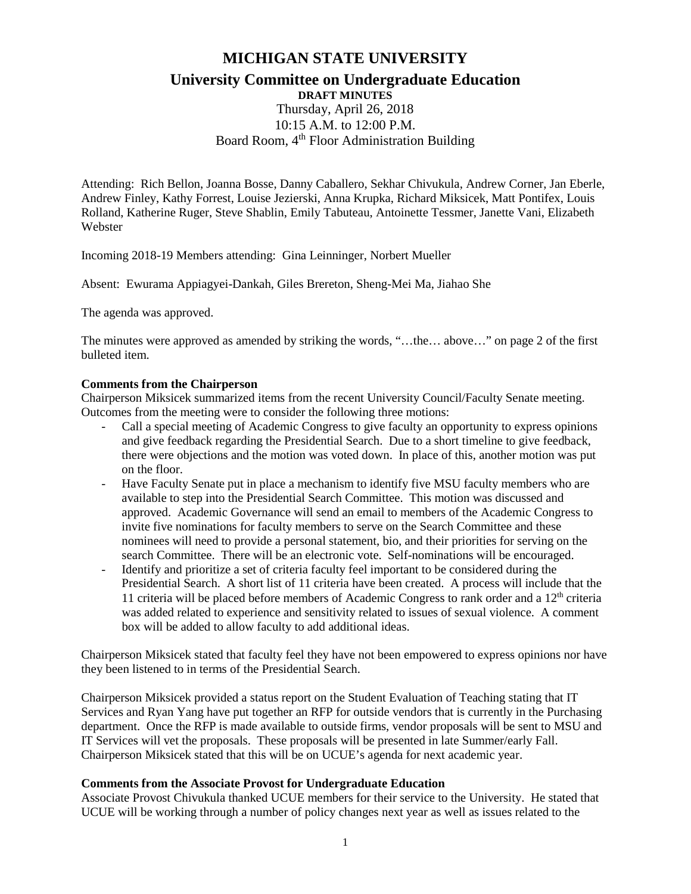# MICHIGAN STATE UNIVERSITY

## University Committee on Undergraduate Education

**DRAFT MINUTES**

Thursday, April 26, 2018
10:15 A.M. to 12:00 P.M.
Board Room, 4th Floor Administration Building

Attending: Rich Bellon, Joanna Bosse, Danny Caballero, Sekhar Chivukula, Andrew Corner, Jan Eberle, Andrew Finley, Kathy Forrest, Louise Jezierski, Anna Krupka, Richard Miksicek, Matt Pontifex, Louis Rolland, Katherine Ruger, Steve Shablin, Emily Tabuteau, Antoinette Tessmer, Janette Vani, Elizabeth Webster

Incoming 2018-19 Members attending: Gina Leinninger, Norbert Mueller

Absent: Ewurama Appiagyei-Dankah, Giles Brereton, Sheng-Mei Ma, Jiahao She

The agenda was approved.

The minutes were approved as amended by striking the words, "…the… above…" on page 2 of the first bulleted item.

**Comments from the Chairperson**

Chairperson Miksicek summarized items from the recent University Council/Faculty Senate meeting. Outcomes from the meeting were to consider the following three motions:

- Call a special meeting of Academic Congress to give faculty an opportunity to express opinions and give feedback regarding the Presidential Search. Due to a short timeline to give feedback, there were objections and the motion was voted down. In place of this, another motion was put on the floor.
- Have Faculty Senate put in place a mechanism to identify five MSU faculty members who are available to step into the Presidential Search Committee. This motion was discussed and approved. Academic Governance will send an email to members of the Academic Congress to invite five nominations for faculty members to serve on the Search Committee and these nominees will need to provide a personal statement, bio, and their priorities for serving on the search Committee. There will be an electronic vote. Self-nominations will be encouraged.
- Identify and prioritize a set of criteria faculty feel important to be considered during the Presidential Search. A short list of 11 criteria have been created. A process will include that the 11 criteria will be placed before members of Academic Congress to rank order and a 12th criteria was added related to experience and sensitivity related to issues of sexual violence. A comment box will be added to allow faculty to add additional ideas.

Chairperson Miksicek stated that faculty feel they have not been empowered to express opinions nor have they been listened to in terms of the Presidential Search.

Chairperson Miksicek provided a status report on the Student Evaluation of Teaching stating that IT Services and Ryan Yang have put together an RFP for outside vendors that is currently in the Purchasing department. Once the RFP is made available to outside firms, vendor proposals will be sent to MSU and IT Services will vet the proposals. These proposals will be presented in late Summer/early Fall. Chairperson Miksicek stated that this will be on UCUE's agenda for next academic year.

**Comments from the Associate Provost for Undergraduate Education**

Associate Provost Chivukula thanked UCUE members for their service to the University. He stated that UCUE will be working through a number of policy changes next year as well as issues related to the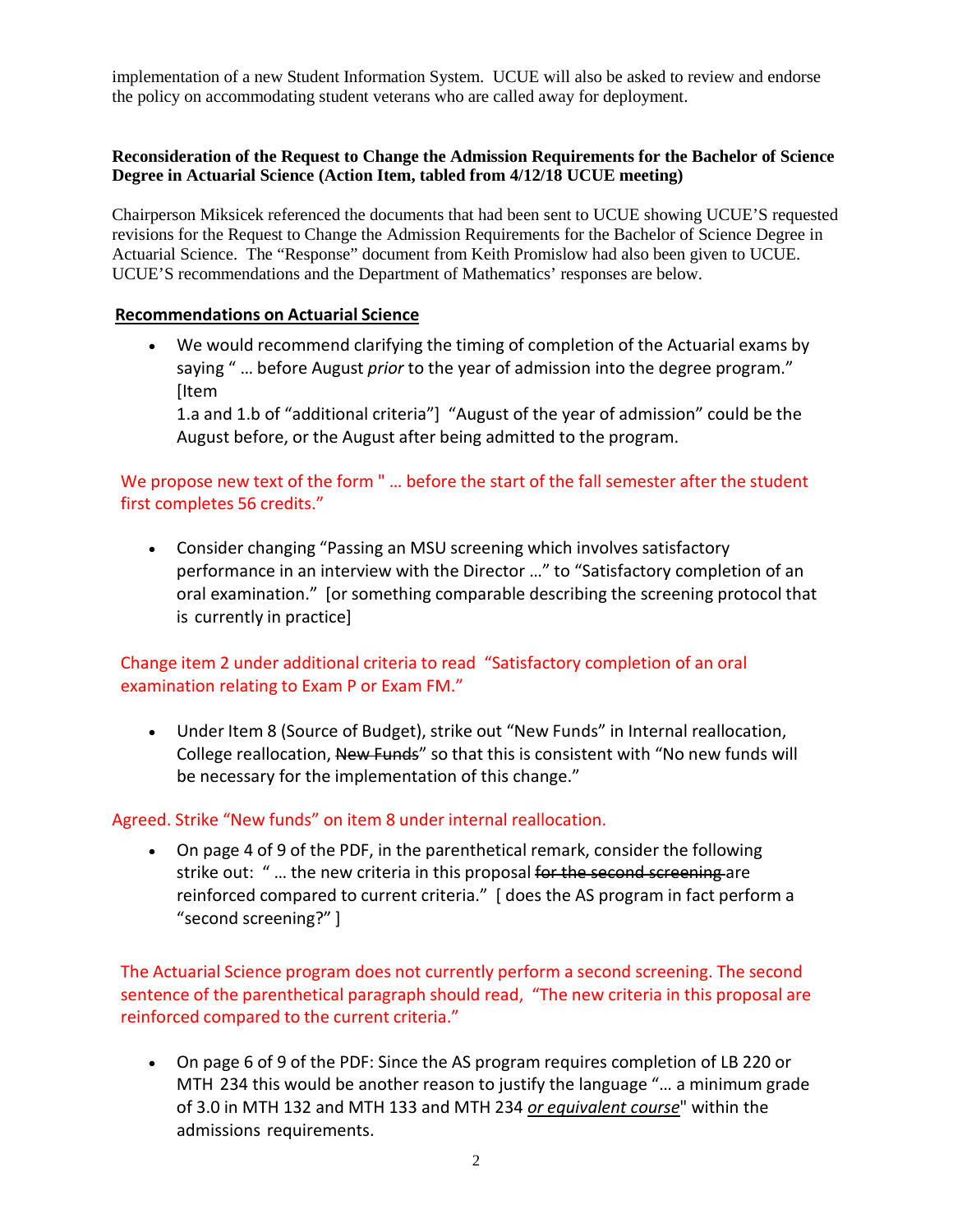implementation of a new Student Information System. UCUE will also be asked to review and endorse the policy on accommodating student veterans who are called away for deployment.

**Reconsideration of the Request to Change the Admission Requirements for the Bachelor of Science Degree in Actuarial Science (Action Item, tabled from 4/12/18 UCUE meeting)**

Chairperson Miksicek referenced the documents that had been sent to UCUE showing UCUE'S requested revisions for the Request to Change the Admission Requirements for the Bachelor of Science Degree in Actuarial Science. The "Response" document from Keith Promislow had also been given to UCUE. UCUE'S recommendations and the Department of Mathematics' responses are below.

**Recommendations on Actuarial Science**

- We would recommend clarifying the timing of completion of the Actuarial exams by saying " … before August *prior* to the year of admission into the degree program." [Item 1.a and 1.b of "additional criteria"] "August of the year of admission" could be the August before, or the August after being admitted to the program.

We propose new text of the form " … before the start of the fall semester after the student first completes 56 credits."

- Consider changing "Passing an MSU screening which involves satisfactory performance in an interview with the Director …" to "Satisfactory completion of an oral examination." [or something comparable describing the screening protocol that is currently in practice]

Change item 2 under additional criteria to read "Satisfactory completion of an oral examination relating to Exam P or Exam FM."

- Under Item 8 (Source of Budget), strike out "New Funds" in Internal reallocation, College reallocation, ~~New Funds~~" so that this is consistent with "No new funds will be necessary for the implementation of this change."

Agreed. Strike "New funds" on item 8 under internal reallocation.

- On page 4 of 9 of the PDF, in the parenthetical remark, consider the following strike out: " … the new criteria in this proposal ~~for the second screening~~ are reinforced compared to current criteria." [ does the AS program in fact perform a "second screening?" ]

The Actuarial Science program does not currently perform a second screening. The second sentence of the parenthetical paragraph should read, "The new criteria in this proposal are reinforced compared to the current criteria."

- On page 6 of 9 of the PDF: Since the AS program requires completion of LB 220 or MTH 234 this would be another reason to justify the language "… a minimum grade of 3.0 in MTH 132 and MTH 133 and MTH 234 *or equivalent course*" within the admissions requirements.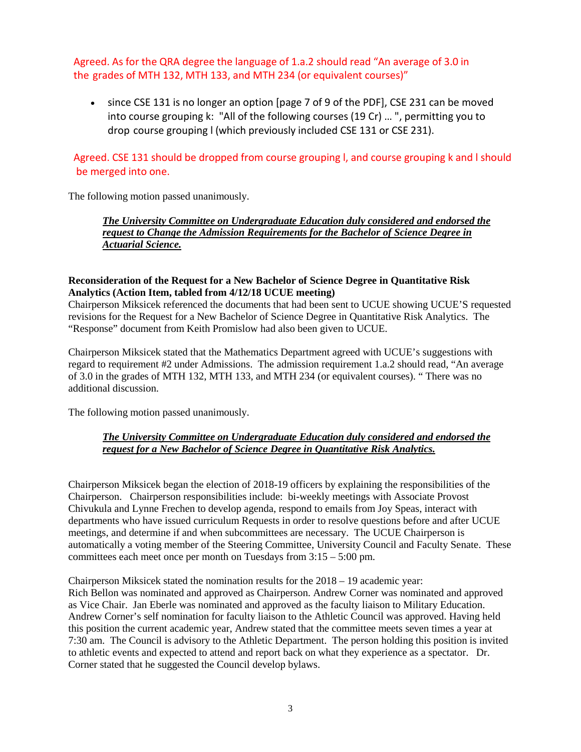Agreed. As for the QRA degree the language of 1.a.2 should read "An average of 3.0 in the grades of MTH 132, MTH 133, and MTH 234 (or equivalent courses)"

- since CSE 131 is no longer an option [page 7 of 9 of the PDF], CSE 231 can be moved into course grouping k: "All of the following courses (19 Cr) … ", permitting you to drop course grouping l (which previously included CSE 131 or CSE 231).

Agreed. CSE 131 should be dropped from course grouping l, and course grouping k and l should be merged into one.

The following motion passed unanimously.

> ***The University Committee on Undergraduate Education duly considered and endorsed the request to Change the Admission Requirements for the Bachelor of Science Degree in Actuarial Science.***

**Reconsideration of the Request for a New Bachelor of Science Degree in Quantitative Risk Analytics (Action Item, tabled from 4/12/18 UCUE meeting)**

Chairperson Miksicek referenced the documents that had been sent to UCUE showing UCUE'S requested revisions for the Request for a New Bachelor of Science Degree in Quantitative Risk Analytics. The "Response" document from Keith Promislow had also been given to UCUE.

Chairperson Miksicek stated that the Mathematics Department agreed with UCUE's suggestions with regard to requirement #2 under Admissions. The admission requirement 1.a.2 should read, "An average of 3.0 in the grades of MTH 132, MTH 133, and MTH 234 (or equivalent courses). " There was no additional discussion.

The following motion passed unanimously.

> ***The University Committee on Undergraduate Education duly considered and endorsed the request for a New Bachelor of Science Degree in Quantitative Risk Analytics.***

Chairperson Miksicek began the election of 2018-19 officers by explaining the responsibilities of the Chairperson. Chairperson responsibilities include: bi-weekly meetings with Associate Provost Chivukula and Lynne Frechen to develop agenda, respond to emails from Joy Speas, interact with departments who have issued curriculum Requests in order to resolve questions before and after UCUE meetings, and determine if and when subcommittees are necessary. The UCUE Chairperson is automatically a voting member of the Steering Committee, University Council and Faculty Senate. These committees each meet once per month on Tuesdays from 3:15 – 5:00 pm.

Chairperson Miksicek stated the nomination results for the 2018 – 19 academic year:
Rich Bellon was nominated and approved as Chairperson. Andrew Corner was nominated and approved as Vice Chair. Jan Eberle was nominated and approved as the faculty liaison to Military Education. Andrew Corner's self nomination for faculty liaison to the Athletic Council was approved. Having held this position the current academic year, Andrew stated that the committee meets seven times a year at 7:30 am. The Council is advisory to the Athletic Department. The person holding this position is invited to athletic events and expected to attend and report back on what they experience as a spectator. Dr. Corner stated that he suggested the Council develop bylaws.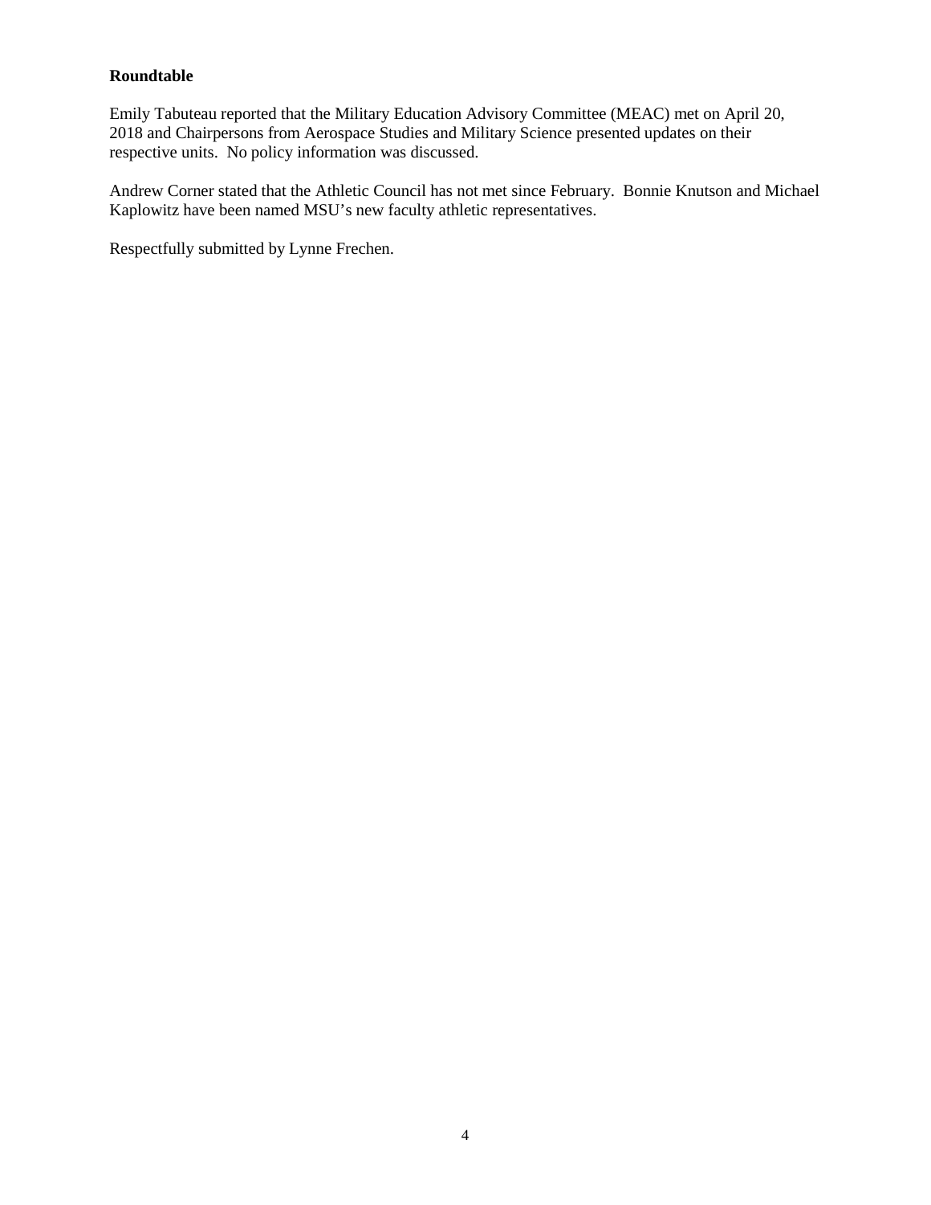**Roundtable**

Emily Tabuteau reported that the Military Education Advisory Committee (MEAC) met on April 20, 2018 and Chairpersons from Aerospace Studies and Military Science presented updates on their respective units. No policy information was discussed.

Andrew Corner stated that the Athletic Council has not met since February. Bonnie Knutson and Michael Kaplowitz have been named MSU's new faculty athletic representatives.

Respectfully submitted by Lynne Frechen.